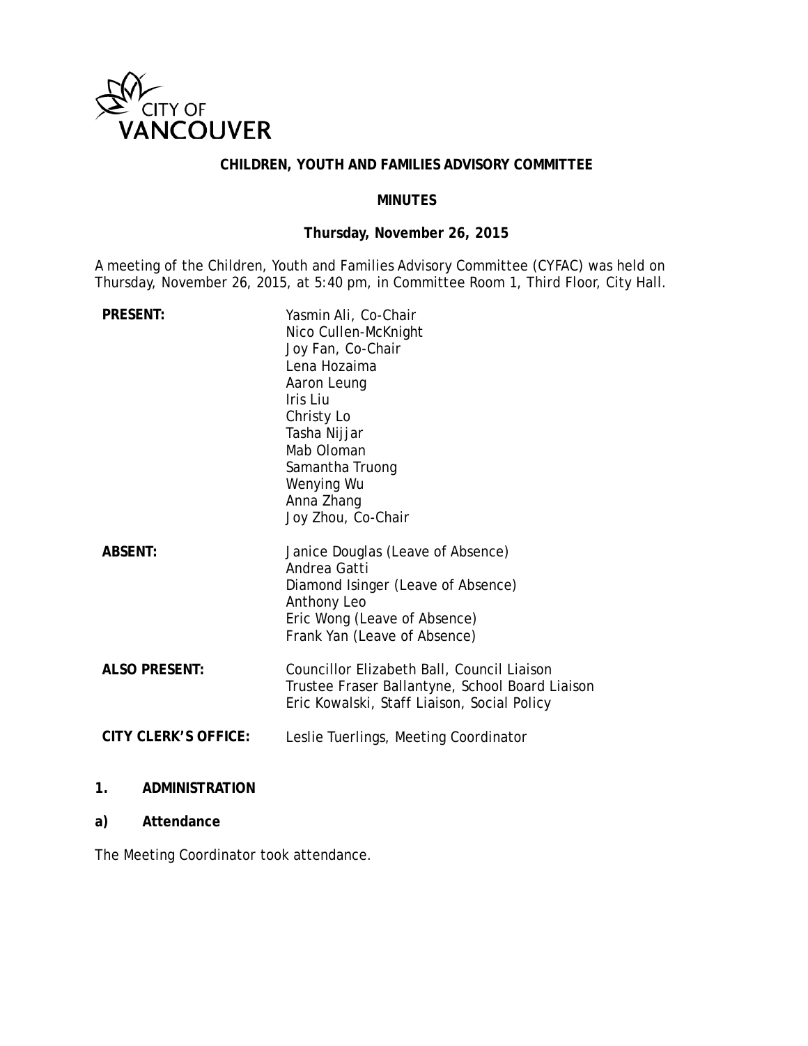CITY OF VANCOUVER

# CHILDREN, YOUTH AND FAMILIES ADVISORY COMMITTEE

## MINUTES

### Thursday, November 26, 2015

A meeting of the Children, Youth and Families Advisory Committee (CYFAC) was held on Thursday, November 26, 2015, at 5:40 pm, in Committee Room 1, Third Floor, City Hall.

**PRESENT:**
Yasmin Ali, Co-Chair
Nico Cullen-McKnight
Joy Fan, Co-Chair
Lena Hozaima
Aaron Leung
Iris Liu
Christy Lo
Tasha Nijjar
Mab Oloman
Samantha Truong
Wenying Wu
Anna Zhang
Joy Zhou, Co-Chair

**ABSENT:**
Janice Douglas (Leave of Absence)
Andrea Gatti
Diamond Isinger (Leave of Absence)
Anthony Leo
Eric Wong (Leave of Absence)
Frank Yan (Leave of Absence)

**ALSO PRESENT:**
Councillor Elizabeth Ball, Council Liaison
Trustee Fraser Ballantyne, School Board Liaison
Eric Kowalski, Staff Liaison, Social Policy

**CITY CLERK'S OFFICE:**
Leslie Tuerlings, Meeting Coordinator

**1. ADMINISTRATION**

**a) Attendance**

The Meeting Coordinator took attendance.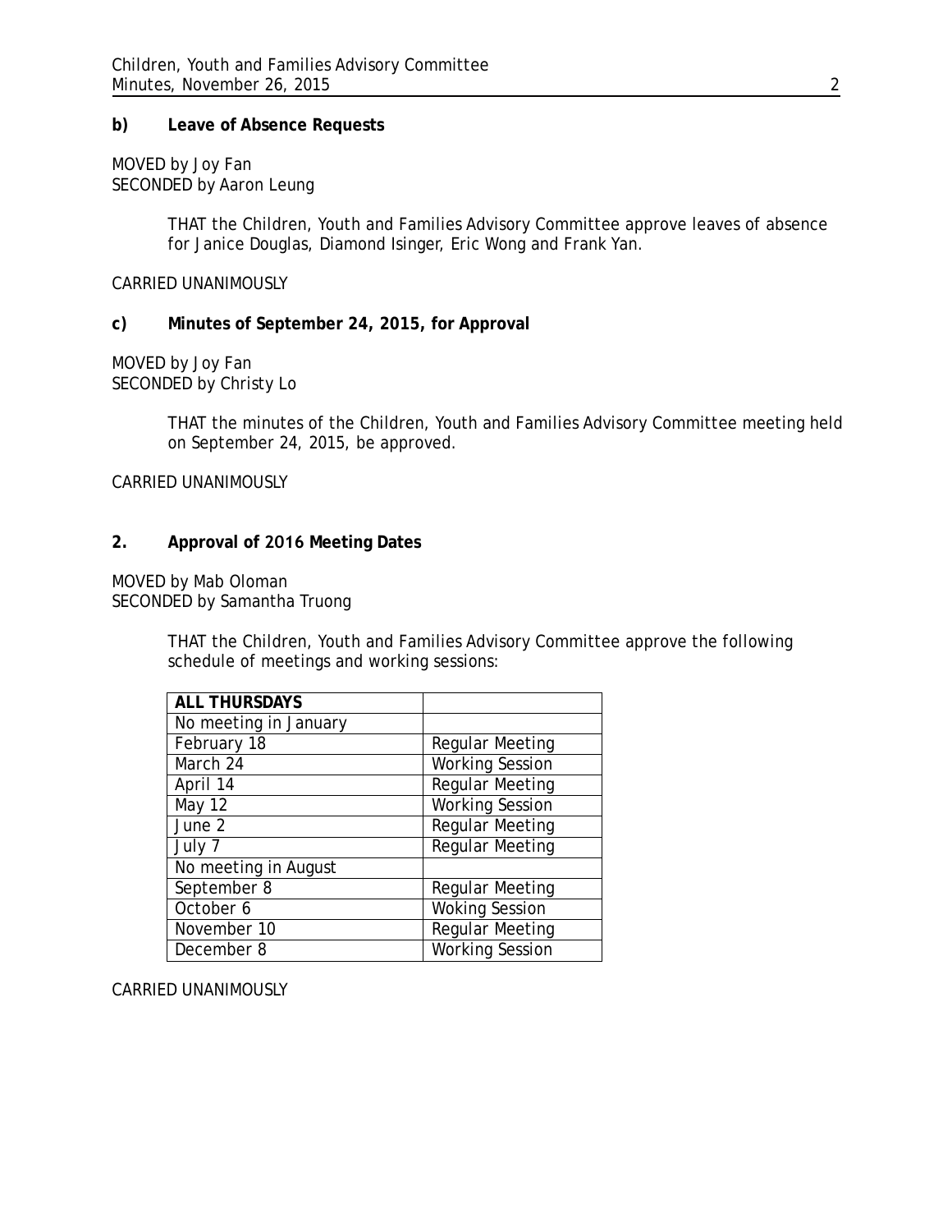**b) Leave of Absence Requests**

MOVED by Joy Fan
SECONDED by Aaron Leung

> THAT the Children, Youth and Families Advisory Committee approve leaves of absence for Janice Douglas, Diamond Isinger, Eric Wong and Frank Yan.

CARRIED UNANIMOUSLY

**c) Minutes of September 24, 2015, for Approval**

MOVED by Joy Fan
SECONDED by Christy Lo

> THAT the minutes of the Children, Youth and Families Advisory Committee meeting held on September 24, 2015, be approved.

CARRIED UNANIMOUSLY

**2. Approval of 2016 Meeting Dates**

MOVED by Mab Oloman
SECONDED by Samantha Truong

> THAT the Children, Youth and Families Advisory Committee approve the following schedule of meetings and working sessions:

| **ALL THURSDAYS** | |
|---|---|
| No meeting in January | |
| February 18 | Regular Meeting |
| March 24 | Working Session |
| April 14 | Regular Meeting |
| May 12 | Working Session |
| June 2 | Regular Meeting |
| July 7 | Regular Meeting |
| No meeting in August | |
| September 8 | Regular Meeting |
| October 6 | Woking Session |
| November 10 | Regular Meeting |
| December 8 | Working Session |

CARRIED UNANIMOUSLY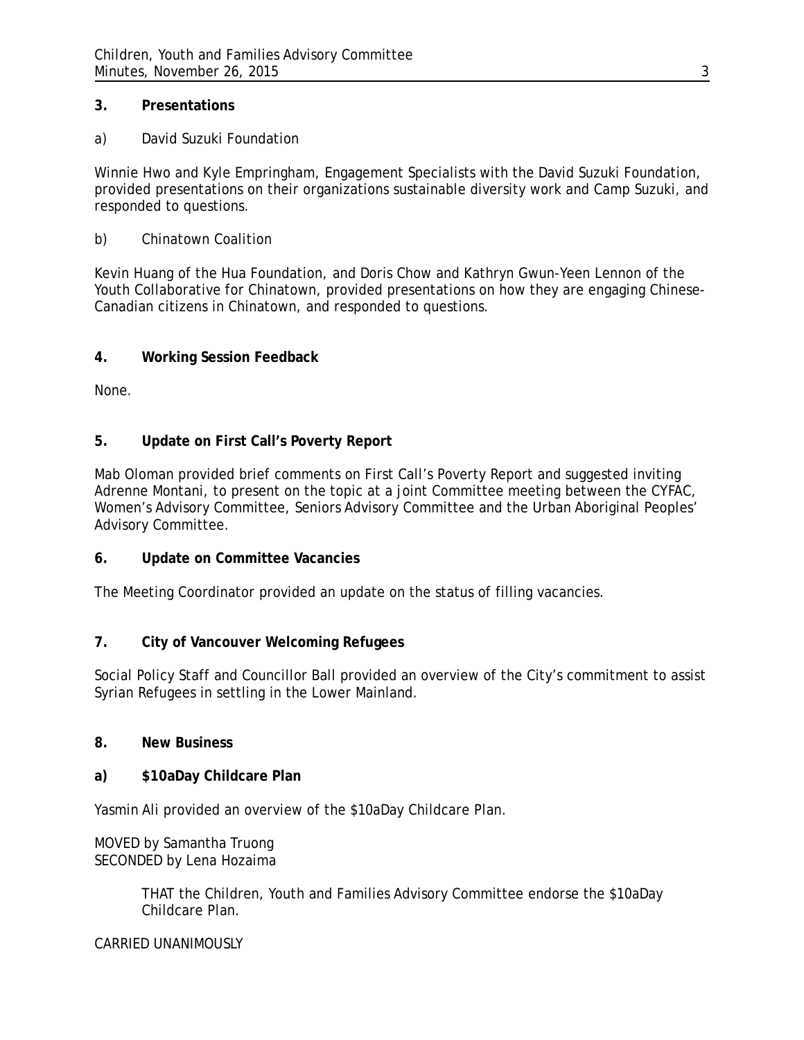## 3. Presentations

a) David Suzuki Foundation

Winnie Hwo and Kyle Empringham, Engagement Specialists with the David Suzuki Foundation, provided presentations on their organizations sustainable diversity work and Camp Suzuki, and responded to questions.

b) Chinatown Coalition

Kevin Huang of the Hua Foundation, and Doris Chow and Kathryn Gwun-Yeen Lennon of the Youth Collaborative for Chinatown, provided presentations on how they are engaging Chinese-Canadian citizens in Chinatown, and responded to questions.

## 4. Working Session Feedback

None.

## 5. Update on First Call's Poverty Report

Mab Oloman provided brief comments on First Call's Poverty Report and suggested inviting Adrenne Montani, to present on the topic at a joint Committee meeting between the CYFAC, Women's Advisory Committee, Seniors Advisory Committee and the Urban Aboriginal Peoples' Advisory Committee.

## 6. Update on Committee Vacancies

The Meeting Coordinator provided an update on the status of filling vacancies.

## 7. City of Vancouver Welcoming Refugees

Social Policy Staff and Councillor Ball provided an overview of the City's commitment to assist Syrian Refugees in settling in the Lower Mainland.

## 8. New Business

**a) $10aDay Childcare Plan**

Yasmin Ali provided an overview of the $10aDay Childcare Plan.

MOVED by Samantha Truong
SECONDED by Lena Hozaima

> THAT the Children, Youth and Families Advisory Committee endorse the $10aDay Childcare Plan.

CARRIED UNANIMOUSLY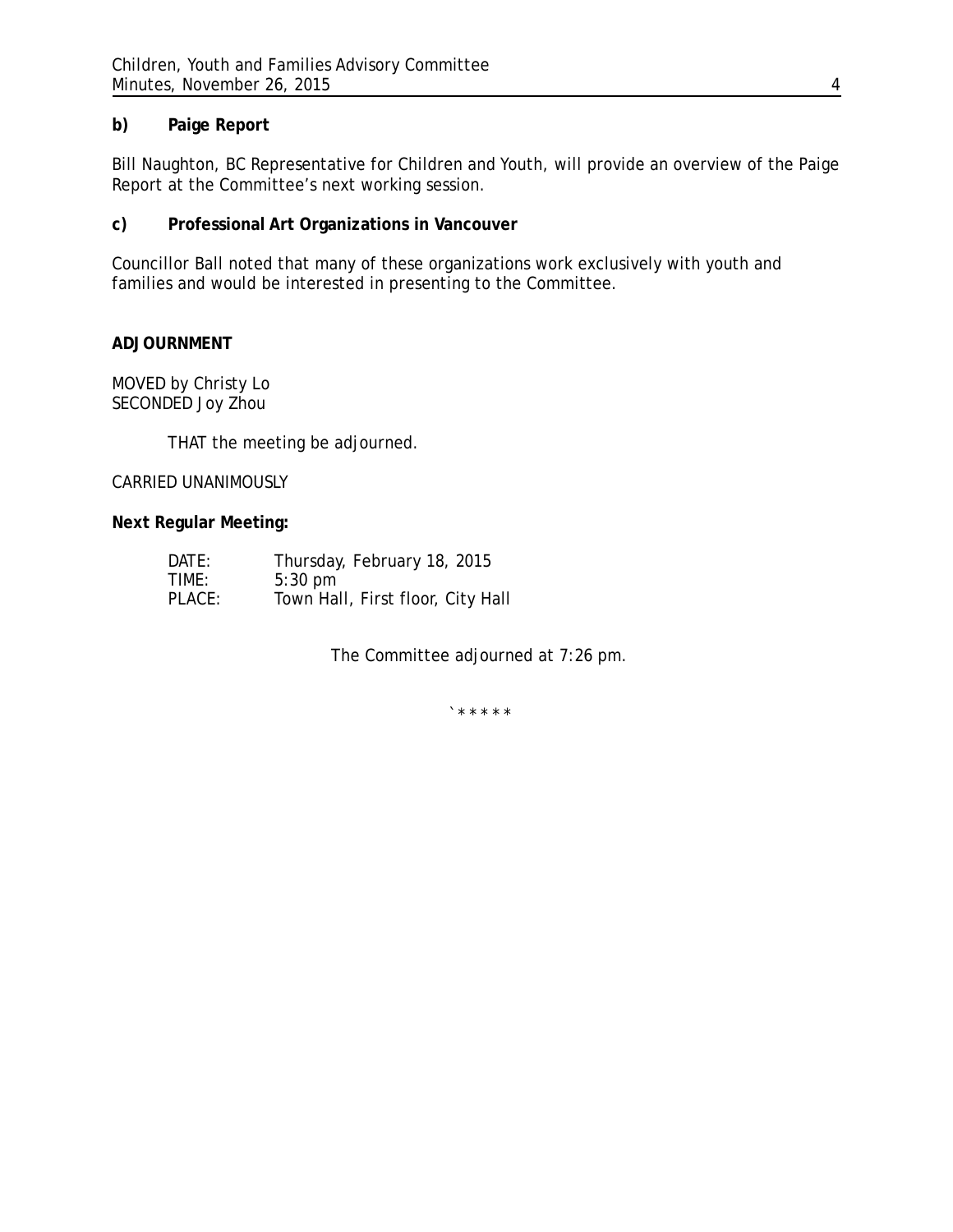**b) Paige Report**

Bill Naughton, BC Representative for Children and Youth, will provide an overview of the Paige Report at the Committee's next working session.

**c) Professional Art Organizations in Vancouver**

Councillor Ball noted that many of these organizations work exclusively with youth and families and would be interested in presenting to the Committee.

**ADJOURNMENT**

MOVED by Christy Lo
SECONDED Joy Zhou

> THAT the meeting be adjourned.

CARRIED UNANIMOUSLY

**Next Regular Meeting:**

| | |
|---|---|
| DATE: | Thursday, February 18, 2015 |
| TIME: | 5:30 pm |
| PLACE: | Town Hall, First floor, City Hall |

The Committee adjourned at 7:26 pm.

`* * * * *